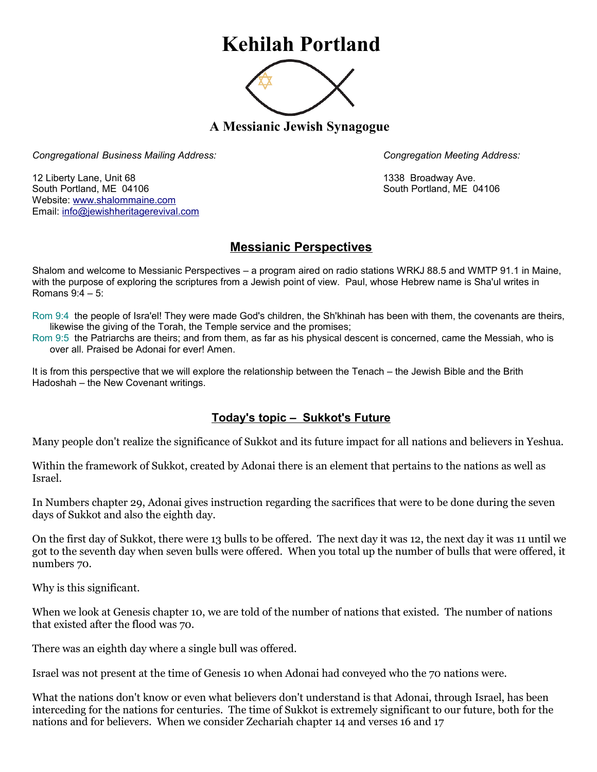# Kehilah Portland

### A Messianic Jewish Synagogue

*Congregational Business Mailing Address:*

12 Liberty Lane, Unit 68
South Portland, ME 04106
Website: www.shalommaine.com
Email: info@jewishheritagerevival.com

*Congregation Meeting Address:*

1338 Broadway Ave.
South Portland, ME 04106

## Messianic Perspectives

Shalom and welcome to Messianic Perspectives – a program aired on radio stations WRKJ 88.5 and WMTP 91.1 in Maine, with the purpose of exploring the scriptures from a Jewish point of view. Paul, whose Hebrew name is Sha'ul writes in Romans 9:4 – 5:

Rom 9:4 the people of Isra'el! They were made God's children, the Sh'khinah has been with them, the covenants are theirs, likewise the giving of the Torah, the Temple service and the promises;
Rom 9:5 the Patriarchs are theirs; and from them, as far as his physical descent is concerned, came the Messiah, who is over all. Praised be Adonai for ever! Amen.

It is from this perspective that we will explore the relationship between the Tenach – the Jewish Bible and the Brith Hadoshah – the New Covenant writings.

## Today's topic – Sukkot's Future

Many people don't realize the significance of Sukkot and its future impact for all nations and believers in Yeshua.

Within the framework of Sukkot, created by Adonai there is an element that pertains to the nations as well as Israel.

In Numbers chapter 29, Adonai gives instruction regarding the sacrifices that were to be done during the seven days of Sukkot and also the eighth day.

On the first day of Sukkot, there were 13 bulls to be offered. The next day it was 12, the next day it was 11 until we got to the seventh day when seven bulls were offered. When you total up the number of bulls that were offered, it numbers 70.

Why is this significant.

When we look at Genesis chapter 10, we are told of the number of nations that existed. The number of nations that existed after the flood was 70.

There was an eighth day where a single bull was offered.

Israel was not present at the time of Genesis 10 when Adonai had conveyed who the 70 nations were.

What the nations don't know or even what believers don't understand is that Adonai, through Israel, has been interceding for the nations for centuries. The time of Sukkot is extremely significant to our future, both for the nations and for believers. When we consider Zechariah chapter 14 and verses 16 and 17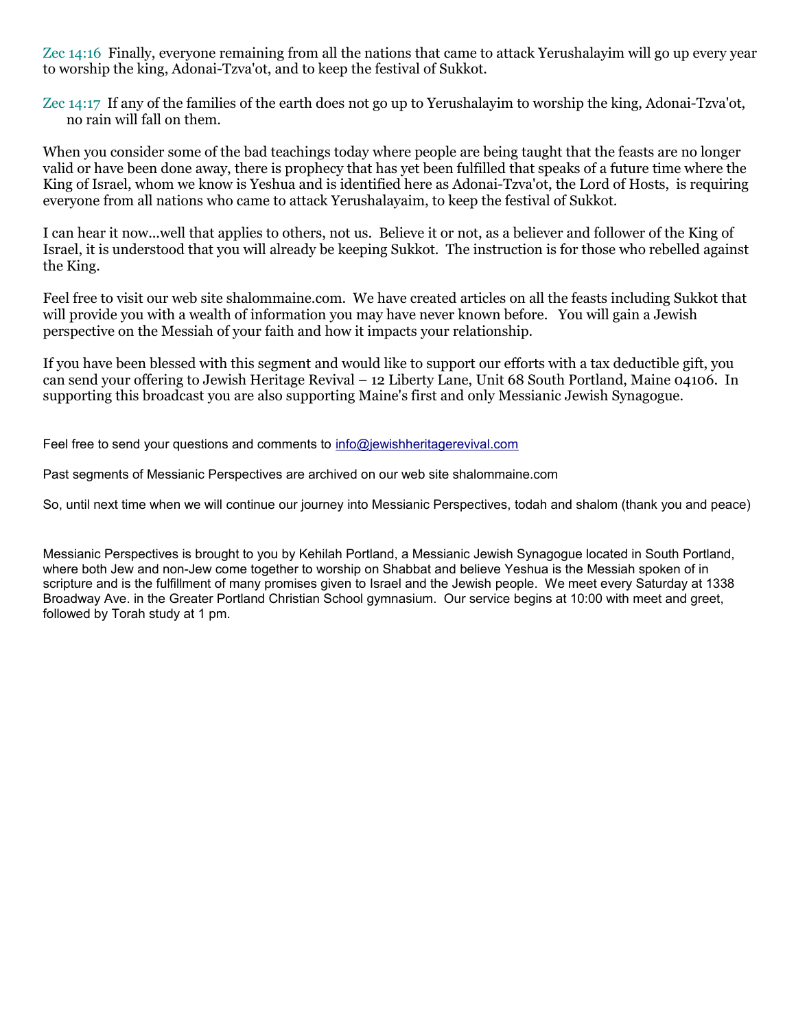Zec 14:16 Finally, everyone remaining from all the nations that came to attack Yerushalayim will go up every year to worship the king, Adonai-Tzva'ot, and to keep the festival of Sukkot.

Zec 14:17 If any of the families of the earth does not go up to Yerushalayim to worship the king, Adonai-Tzva'ot, no rain will fall on them.

When you consider some of the bad teachings today where people are being taught that the feasts are no longer valid or have been done away, there is prophecy that has yet been fulfilled that speaks of a future time where the King of Israel, whom we know is Yeshua and is identified here as Adonai-Tzva'ot, the Lord of Hosts, is requiring everyone from all nations who came to attack Yerushalayaim, to keep the festival of Sukkot.

I can hear it now...well that applies to others, not us. Believe it or not, as a believer and follower of the King of Israel, it is understood that you will already be keeping Sukkot. The instruction is for those who rebelled against the King.

Feel free to visit our web site shalommaine.com. We have created articles on all the feasts including Sukkot that will provide you with a wealth of information you may have never known before. You will gain a Jewish perspective on the Messiah of your faith and how it impacts your relationship.

If you have been blessed with this segment and would like to support our efforts with a tax deductible gift, you can send your offering to Jewish Heritage Revival – 12 Liberty Lane, Unit 68 South Portland, Maine 04106. In supporting this broadcast you are also supporting Maine's first and only Messianic Jewish Synagogue.

Feel free to send your questions and comments to info@jewishheritagerevival.com

Past segments of Messianic Perspectives are archived on our web site shalommaine.com

So, until next time when we will continue our journey into Messianic Perspectives, todah and shalom (thank you and peace)

Messianic Perspectives is brought to you by Kehilah Portland, a Messianic Jewish Synagogue located in South Portland, where both Jew and non-Jew come together to worship on Shabbat and believe Yeshua is the Messiah spoken of in scripture and is the fulfillment of many promises given to Israel and the Jewish people. We meet every Saturday at 1338 Broadway Ave. in the Greater Portland Christian School gymnasium. Our service begins at 10:00 with meet and greet, followed by Torah study at 1 pm.